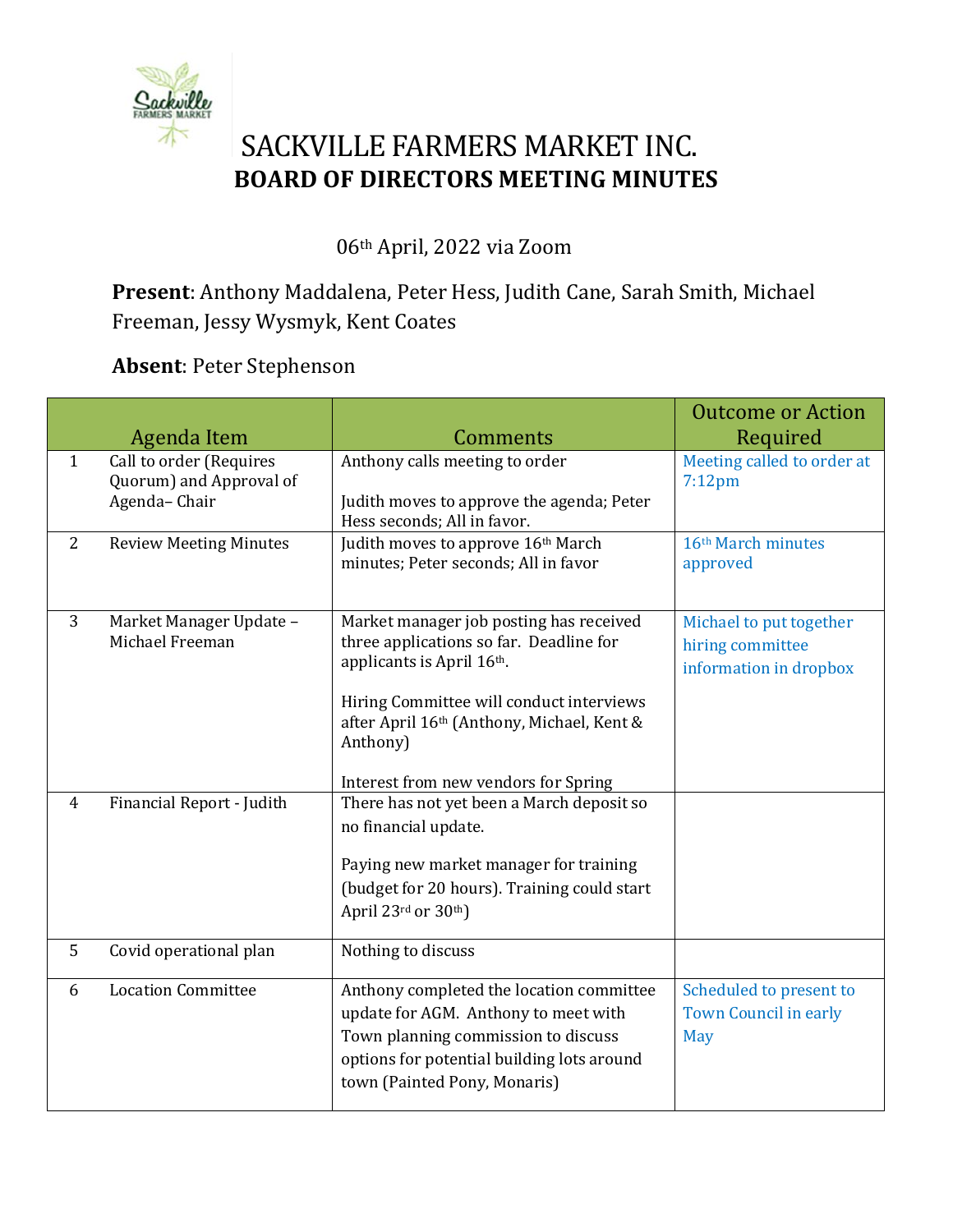# SACKVILLE FARMERS MARKET INC.
## BOARD OF DIRECTORS MEETING MINUTES

06th April, 2022 via Zoom

**Present**: Anthony Maddalena, Peter Hess, Judith Cane, Sarah Smith, Michael Freeman, Jessy Wysmyk, Kent Coates

**Absent**: Peter Stephenson

| | Agenda Item | Comments | Outcome or Action Required |
|---|---|---|---|
| 1 | Call to order (Requires Quorum) and Approval of Agenda– Chair | Anthony calls meeting to order<br><br>Judith moves to approve the agenda; Peter Hess seconds; All in favor. | Meeting called to order at 7:12pm |
| 2 | Review Meeting Minutes | Judith moves to approve 16th March minutes; Peter seconds; All in favor | 16th March minutes approved |
| 3 | Market Manager Update – Michael Freeman | Market manager job posting has received three applications so far. Deadline for applicants is April 16th.<br><br>Hiring Committee will conduct interviews after April 16th (Anthony, Michael, Kent & Anthony)<br><br>Interest from new vendors for Spring | Michael to put together hiring committee information in dropbox |
| 4 | Financial Report - Judith | There has not yet been a March deposit so no financial update.<br><br>Paying new market manager for training (budget for 20 hours). Training could start April 23rd or 30th) | |
| 5 | Covid operational plan | Nothing to discuss | |
| 6 | Location Committee | Anthony completed the location committee update for AGM. Anthony to meet with Town planning commission to discuss options for potential building lots around town (Painted Pony, Monaris) | Scheduled to present to Town Council in early May |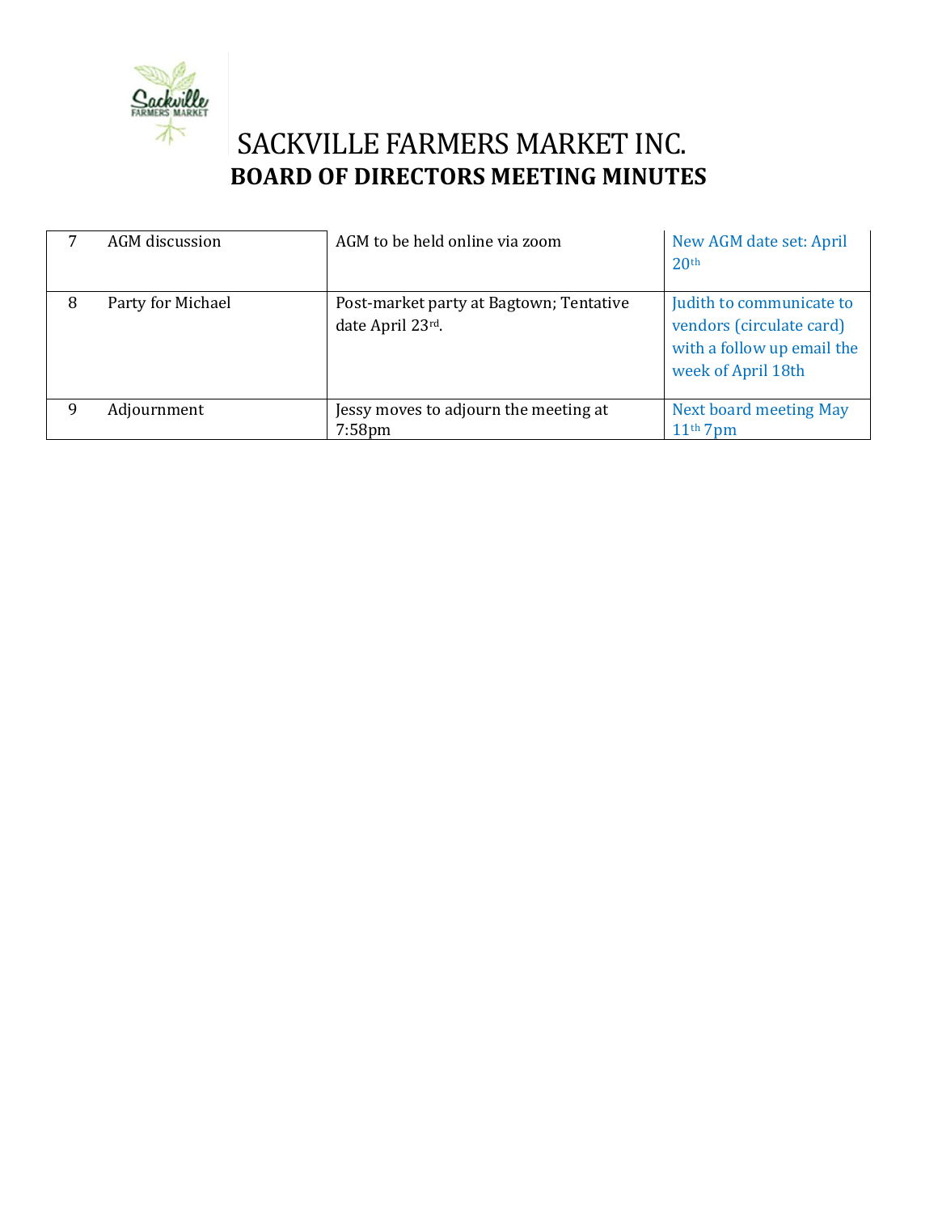# SACKVILLE FARMERS MARKET INC.

## BOARD OF DIRECTORS MEETING MINUTES

| | | | |
|---|---|---|---|
| 7 | AGM discussion | AGM to be held online via zoom | New AGM date set: April 20th |
| 8 | Party for Michael | Post-market party at Bagtown; Tentative date April 23rd. | Judith to communicate to vendors (circulate card) with a follow up email the week of April 18th |
| 9 | Adjournment | Jessy moves to adjourn the meeting at 7:58pm | Next board meeting May 11th 7pm |